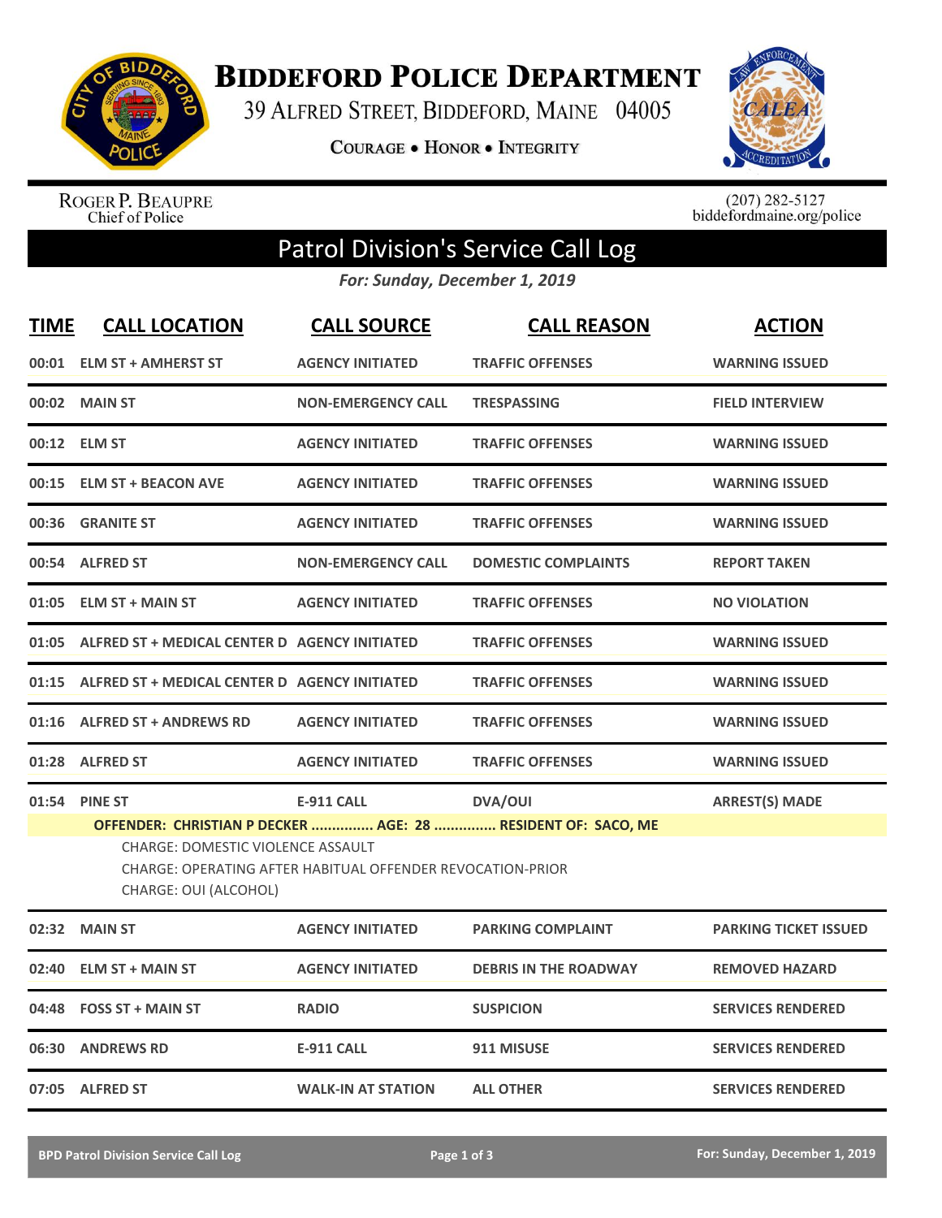# Biddeford Police Department

39 Alfred Street, Biddeford, Maine 04005

Courage • Honor • Integrity

Roger P. Beaupre
Chief of Police

(207) 282-5127
biddefordmaine.org/police

## Patrol Division's Service Call Log

*For: Sunday, December 1, 2019*

| TIME | CALL LOCATION | CALL SOURCE | CALL REASON | ACTION |
|---|---|---|---|---|
| 00:01 | ELM ST + AMHERST ST | AGENCY INITIATED | TRAFFIC OFFENSES | WARNING ISSUED |
| 00:02 | MAIN ST | NON-EMERGENCY CALL | TRESPASSING | FIELD INTERVIEW |
| 00:12 | ELM ST | AGENCY INITIATED | TRAFFIC OFFENSES | WARNING ISSUED |
| 00:15 | ELM ST + BEACON AVE | AGENCY INITIATED | TRAFFIC OFFENSES | WARNING ISSUED |
| 00:36 | GRANITE ST | AGENCY INITIATED | TRAFFIC OFFENSES | WARNING ISSUED |
| 00:54 | ALFRED ST | NON-EMERGENCY CALL | DOMESTIC COMPLAINTS | REPORT TAKEN |
| 01:05 | ELM ST + MAIN ST | AGENCY INITIATED | TRAFFIC OFFENSES | NO VIOLATION |
| 01:05 | ALFRED ST + MEDICAL CENTER D | AGENCY INITIATED | TRAFFIC OFFENSES | WARNING ISSUED |
| 01:15 | ALFRED ST + MEDICAL CENTER D | AGENCY INITIATED | TRAFFIC OFFENSES | WARNING ISSUED |
| 01:16 | ALFRED ST + ANDREWS RD | AGENCY INITIATED | TRAFFIC OFFENSES | WARNING ISSUED |
| 01:28 | ALFRED ST | AGENCY INITIATED | TRAFFIC OFFENSES | WARNING ISSUED |
| 01:54 | PINE ST | E-911 CALL | DVA/OUI | ARREST(S) MADE |
| | OFFENDER: CHRISTIAN P DECKER ............... AGE: 28 ............... RESIDENT OF: SACO, ME<br>CHARGE: DOMESTIC VIOLENCE ASSAULT<br>CHARGE: OPERATING AFTER HABITUAL OFFENDER REVOCATION-PRIOR<br>CHARGE: OUI (ALCOHOL) | | | |
| 02:32 | MAIN ST | AGENCY INITIATED | PARKING COMPLAINT | PARKING TICKET ISSUED |
| 02:40 | ELM ST + MAIN ST | AGENCY INITIATED | DEBRIS IN THE ROADWAY | REMOVED HAZARD |
| 04:48 | FOSS ST + MAIN ST | RADIO | SUSPICION | SERVICES RENDERED |
| 06:30 | ANDREWS RD | E-911 CALL | 911 MISUSE | SERVICES RENDERED |
| 07:05 | ALFRED ST | WALK-IN AT STATION | ALL OTHER | SERVICES RENDERED |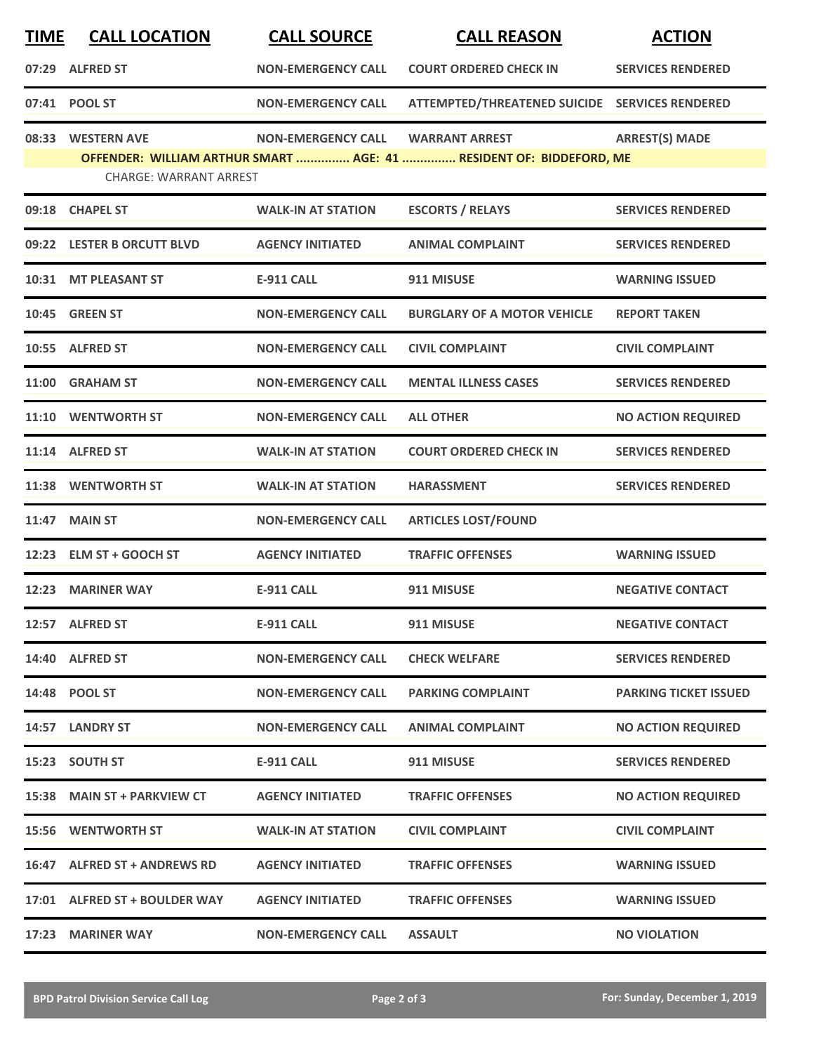| TIME | CALL LOCATION | CALL SOURCE | CALL REASON | ACTION |
|---|---|---|---|---|
| 07:29 | ALFRED ST | NON-EMERGENCY CALL | COURT ORDERED CHECK IN | SERVICES RENDERED |
| 07:41 | POOL ST | NON-EMERGENCY CALL | ATTEMPTED/THREATENED SUICIDE | SERVICES RENDERED |
| 08:33 | WESTERN AVE | NON-EMERGENCY CALL | WARRANT ARREST | ARREST(S) MADE |
| OFFENDER: WILLIAM ARTHUR SMART ............... AGE: 41 ............... RESIDENT OF: BIDDEFORD, ME | | | | |
| CHARGE: WARRANT ARREST | | | | |
| 09:18 | CHAPEL ST | WALK-IN AT STATION | ESCORTS / RELAYS | SERVICES RENDERED |
| 09:22 | LESTER B ORCUTT BLVD | AGENCY INITIATED | ANIMAL COMPLAINT | SERVICES RENDERED |
| 10:31 | MT PLEASANT ST | E-911 CALL | 911 MISUSE | WARNING ISSUED |
| 10:45 | GREEN ST | NON-EMERGENCY CALL | BURGLARY OF A MOTOR VEHICLE | REPORT TAKEN |
| 10:55 | ALFRED ST | NON-EMERGENCY CALL | CIVIL COMPLAINT | CIVIL COMPLAINT |
| 11:00 | GRAHAM ST | NON-EMERGENCY CALL | MENTAL ILLNESS CASES | SERVICES RENDERED |
| 11:10 | WENTWORTH ST | NON-EMERGENCY CALL | ALL OTHER | NO ACTION REQUIRED |
| 11:14 | ALFRED ST | WALK-IN AT STATION | COURT ORDERED CHECK IN | SERVICES RENDERED |
| 11:38 | WENTWORTH ST | WALK-IN AT STATION | HARASSMENT | SERVICES RENDERED |
| 11:47 | MAIN ST | NON-EMERGENCY CALL | ARTICLES LOST/FOUND | |
| 12:23 | ELM ST + GOOCH ST | AGENCY INITIATED | TRAFFIC OFFENSES | WARNING ISSUED |
| 12:23 | MARINER WAY | E-911 CALL | 911 MISUSE | NEGATIVE CONTACT |
| 12:57 | ALFRED ST | E-911 CALL | 911 MISUSE | NEGATIVE CONTACT |
| 14:40 | ALFRED ST | NON-EMERGENCY CALL | CHECK WELFARE | SERVICES RENDERED |
| 14:48 | POOL ST | NON-EMERGENCY CALL | PARKING COMPLAINT | PARKING TICKET ISSUED |
| 14:57 | LANDRY ST | NON-EMERGENCY CALL | ANIMAL COMPLAINT | NO ACTION REQUIRED |
| 15:23 | SOUTH ST | E-911 CALL | 911 MISUSE | SERVICES RENDERED |
| 15:38 | MAIN ST + PARKVIEW CT | AGENCY INITIATED | TRAFFIC OFFENSES | NO ACTION REQUIRED |
| 15:56 | WENTWORTH ST | WALK-IN AT STATION | CIVIL COMPLAINT | CIVIL COMPLAINT |
| 16:47 | ALFRED ST + ANDREWS RD | AGENCY INITIATED | TRAFFIC OFFENSES | WARNING ISSUED |
| 17:01 | ALFRED ST + BOULDER WAY | AGENCY INITIATED | TRAFFIC OFFENSES | WARNING ISSUED |
| 17:23 | MARINER WAY | NON-EMERGENCY CALL | ASSAULT | NO VIOLATION |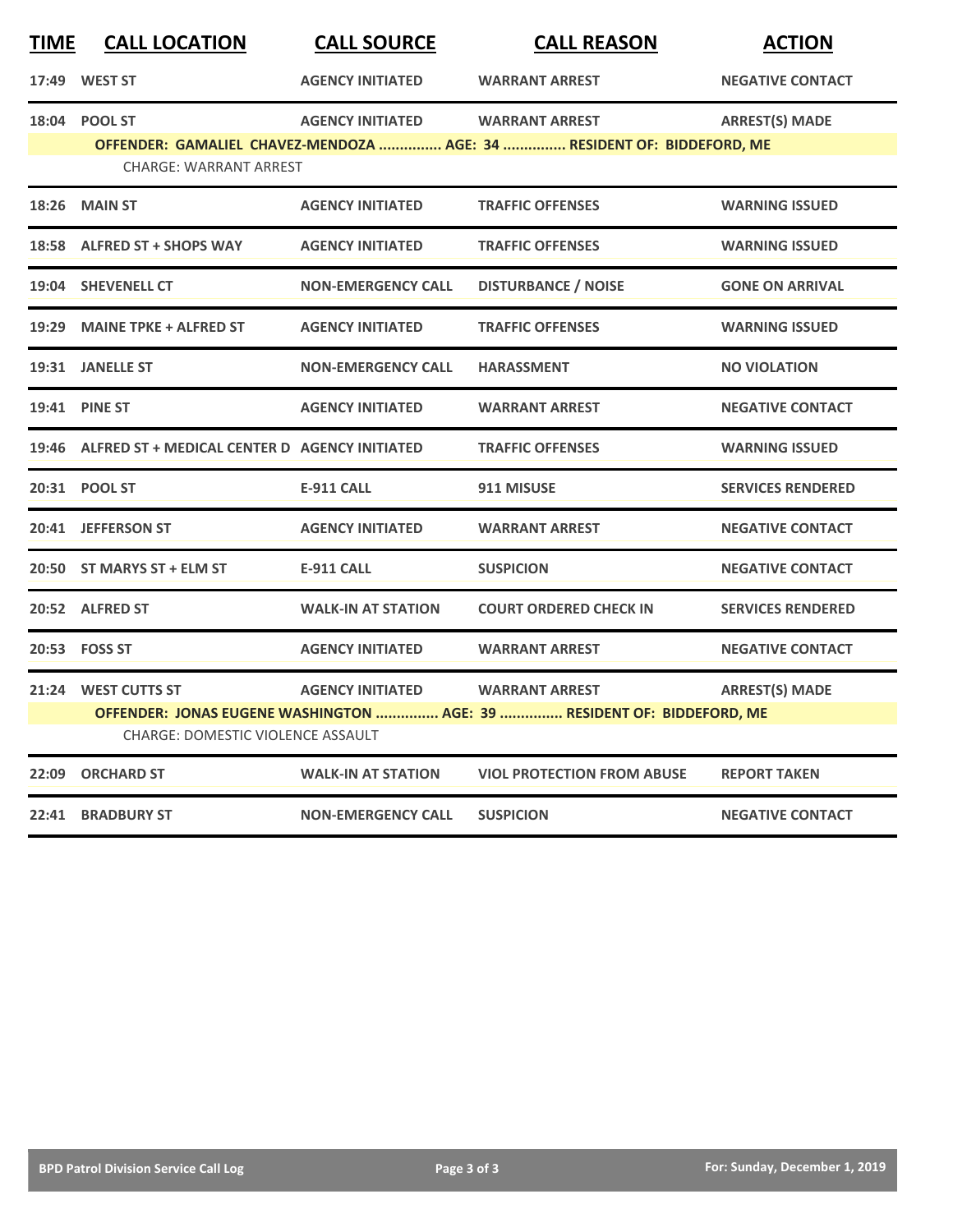| TIME | CALL LOCATION | CALL SOURCE | CALL REASON | ACTION |
|---|---|---|---|---|
| 17:49 | WEST ST | AGENCY INITIATED | WARRANT ARREST | NEGATIVE CONTACT |
| 18:04 | POOL ST | AGENCY INITIATED | WARRANT ARREST | ARREST(S) MADE |
| | OFFENDER: GAMALIEL CHAVEZ-MENDOZA ............... AGE: 34 ............... RESIDENT OF: BIDDEFORD, ME | | | |
| | CHARGE: WARRANT ARREST | | | |
| 18:26 | MAIN ST | AGENCY INITIATED | TRAFFIC OFFENSES | WARNING ISSUED |
| 18:58 | ALFRED ST + SHOPS WAY | AGENCY INITIATED | TRAFFIC OFFENSES | WARNING ISSUED |
| 19:04 | SHEVENELL CT | NON-EMERGENCY CALL | DISTURBANCE / NOISE | GONE ON ARRIVAL |
| 19:29 | MAINE TPKE + ALFRED ST | AGENCY INITIATED | TRAFFIC OFFENSES | WARNING ISSUED |
| 19:31 | JANELLE ST | NON-EMERGENCY CALL | HARASSMENT | NO VIOLATION |
| 19:41 | PINE ST | AGENCY INITIATED | WARRANT ARREST | NEGATIVE CONTACT |
| 19:46 | ALFRED ST + MEDICAL CENTER D | AGENCY INITIATED | TRAFFIC OFFENSES | WARNING ISSUED |
| 20:31 | POOL ST | E-911 CALL | 911 MISUSE | SERVICES RENDERED |
| 20:41 | JEFFERSON ST | AGENCY INITIATED | WARRANT ARREST | NEGATIVE CONTACT |
| 20:50 | ST MARYS ST + ELM ST | E-911 CALL | SUSPICION | NEGATIVE CONTACT |
| 20:52 | ALFRED ST | WALK-IN AT STATION | COURT ORDERED CHECK IN | SERVICES RENDERED |
| 20:53 | FOSS ST | AGENCY INITIATED | WARRANT ARREST | NEGATIVE CONTACT |
| 21:24 | WEST CUTTS ST | AGENCY INITIATED | WARRANT ARREST | ARREST(S) MADE |
| | OFFENDER: JONAS EUGENE WASHINGTON ............... AGE: 39 ............... RESIDENT OF: BIDDEFORD, ME | | | |
| | CHARGE: DOMESTIC VIOLENCE ASSAULT | | | |
| 22:09 | ORCHARD ST | WALK-IN AT STATION | VIOL PROTECTION FROM ABUSE | REPORT TAKEN |
| 22:41 | BRADBURY ST | NON-EMERGENCY CALL | SUSPICION | NEGATIVE CONTACT |